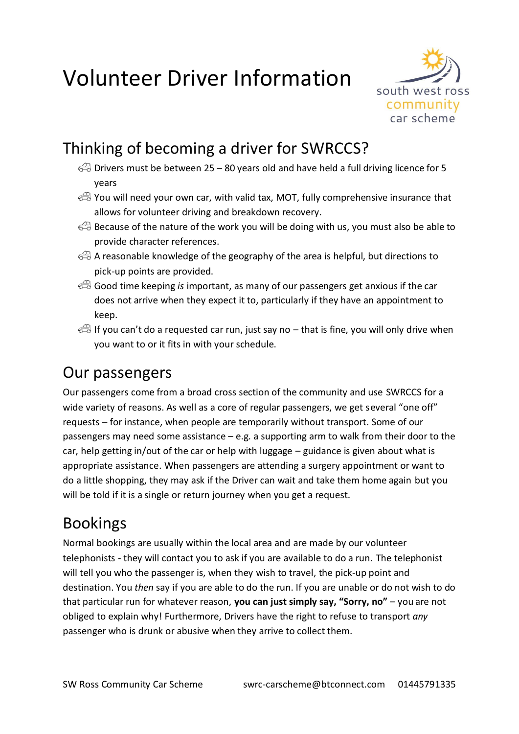# Volunteer Driver Information

south west ross community car scheme

## Thinking of becoming a driver for SWRCCS?

- Drivers must be between 25 – 80 years old and have held a full driving licence for 5 years
- You will need your own car, with valid tax, MOT, fully comprehensive insurance that allows for volunteer driving and breakdown recovery.
- Because of the nature of the work you will be doing with us, you must also be able to provide character references.
- A reasonable knowledge of the geography of the area is helpful, but directions to pick-up points are provided.
- Good time keeping *is* important, as many of our passengers get anxious if the car does not arrive when they expect it to, particularly if they have an appointment to keep.
- If you can't do a requested car run, just say no – that is fine, you will only drive when you want to or it fits in with your schedule.

## Our passengers

Our passengers come from a broad cross section of the community and use SWRCCS for a wide variety of reasons. As well as a core of regular passengers, we get several "one off" requests – for instance, when people are temporarily without transport. Some of our passengers may need some assistance – e.g. a supporting arm to walk from their door to the car, help getting in/out of the car or help with luggage – guidance is given about what is appropriate assistance. When passengers are attending a surgery appointment or want to do a little shopping, they may ask if the Driver can wait and take them home again but you will be told if it is a single or return journey when you get a request.

## Bookings

Normal bookings are usually within the local area and are made by our volunteer telephonists - they will contact you to ask if you are available to do a run. The telephonist will tell you who the passenger is, when they wish to travel, the pick-up point and destination. You *then* say if you are able to do the run. If you are unable or do not wish to do that particular run for whatever reason, **you can just simply say, "Sorry, no"** – you are not obliged to explain why! Furthermore, Drivers have the right to refuse to transport *any* passenger who is drunk or abusive when they arrive to collect them.

SW Ross Community Car Scheme swrc-carscheme@btconnect.com 01445791335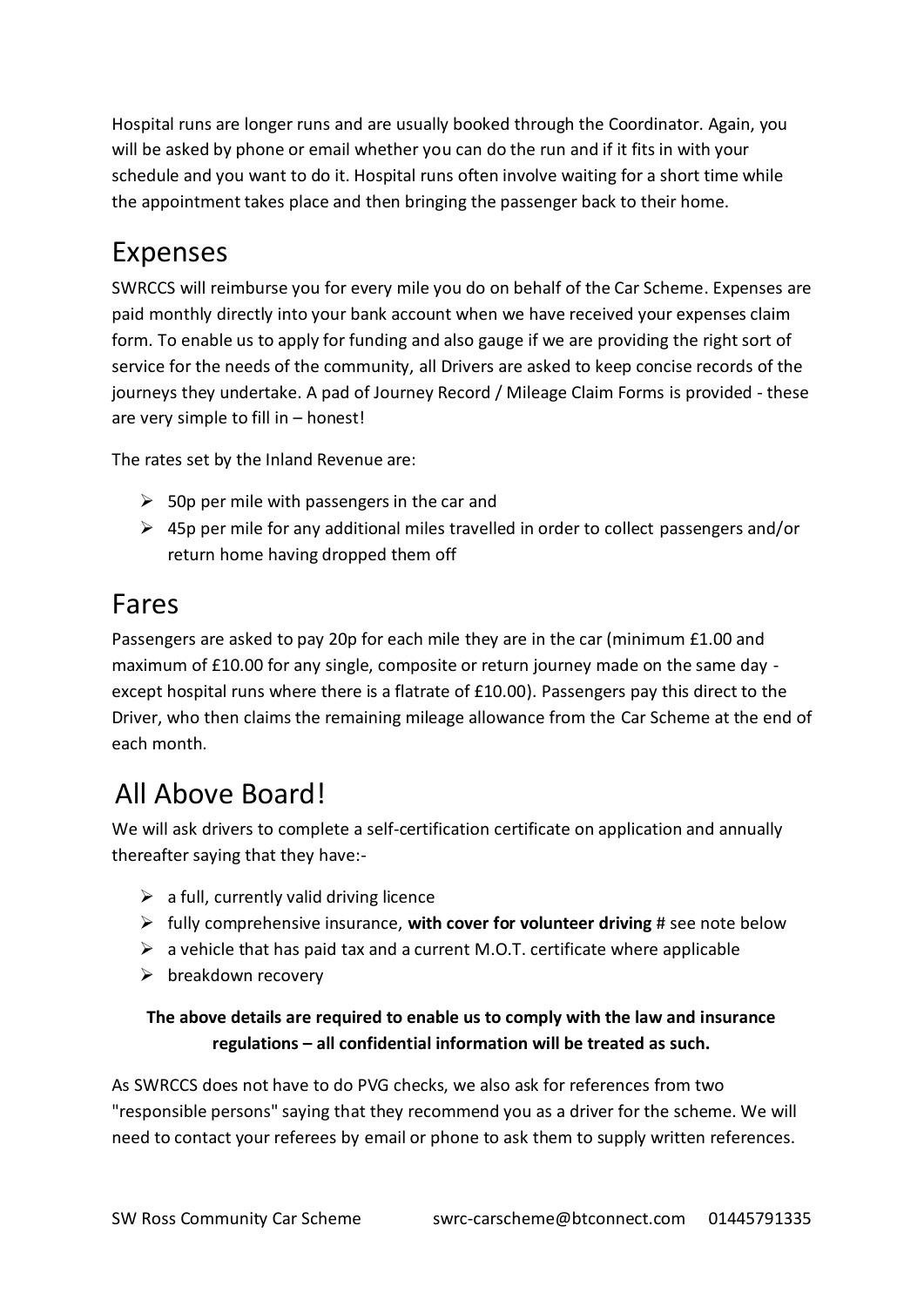Hospital runs are longer runs and are usually booked through the Coordinator. Again, you will be asked by phone or email whether you can do the run and if it fits in with your schedule and you want to do it. Hospital runs often involve waiting for a short time while the appointment takes place and then bringing the passenger back to their home.

## Expenses

SWRCCS will reimburse you for every mile you do on behalf of the Car Scheme. Expenses are paid monthly directly into your bank account when we have received your expenses claim form. To enable us to apply for funding and also gauge if we are providing the right sort of service for the needs of the community, all Drivers are asked to keep concise records of the journeys they undertake. A pad of Journey Record / Mileage Claim Forms is provided - these are very simple to fill in – honest!

The rates set by the Inland Revenue are:

- 50p per mile with passengers in the car and
- 45p per mile for any additional miles travelled in order to collect passengers and/or return home having dropped them off

## Fares

Passengers are asked to pay 20p for each mile they are in the car (minimum £1.00 and maximum of £10.00 for any single, composite or return journey made on the same day - except hospital runs where there is a flatrate of £10.00). Passengers pay this direct to the Driver, who then claims the remaining mileage allowance from the Car Scheme at the end of each month.

## All Above Board!

We will ask drivers to complete a self-certification certificate on application and annually thereafter saying that they have:-

- a full, currently valid driving licence
- fully comprehensive insurance, **with cover for volunteer driving** # see note below
- a vehicle that has paid tax and a current M.O.T. certificate where applicable
- breakdown recovery

**The above details are required to enable us to comply with the law and insurance regulations – all confidential information will be treated as such.**

As SWRCCS does not have to do PVG checks, we also ask for references from two "responsible persons" saying that they recommend you as a driver for the scheme. We will need to contact your referees by email or phone to ask them to supply written references.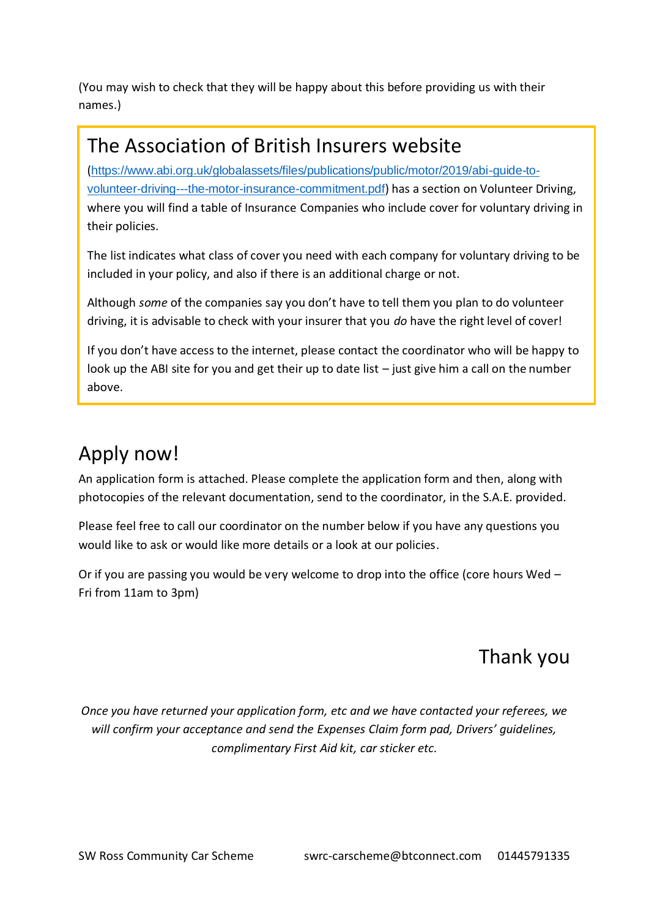(You may wish to check that they will be happy about this before providing us with their names.)

## The Association of British Insurers website

(https://www.abi.org.uk/globalassets/files/publications/public/motor/2019/abi-guide-to-volunteer-driving---the-motor-insurance-commitment.pdf) has a section on Volunteer Driving, where you will find a table of Insurance Companies who include cover for voluntary driving in their policies.

The list indicates what class of cover you need with each company for voluntary driving to be included in your policy, and also if there is an additional charge or not.

Although *some* of the companies say you don't have to tell them you plan to do volunteer driving, it is advisable to check with your insurer that you *do* have the right level of cover!

If you don't have access to the internet, please contact the coordinator who will be happy to look up the ABI site for you and get their up to date list – just give him a call on the number above.

## Apply now!

An application form is attached. Please complete the application form and then, along with photocopies of the relevant documentation, send to the coordinator, in the S.A.E. provided.

Please feel free to call our coordinator on the number below if you have any questions you would like to ask or would like more details or a look at our policies.

Or if you are passing you would be very welcome to drop into the office (core hours Wed – Fri from 11am to 3pm)

## Thank you

*Once you have returned your application form, etc and we have contacted your referees, we will confirm your acceptance and send the Expenses Claim form pad, Drivers' guidelines, complimentary First Aid kit, car sticker etc.*